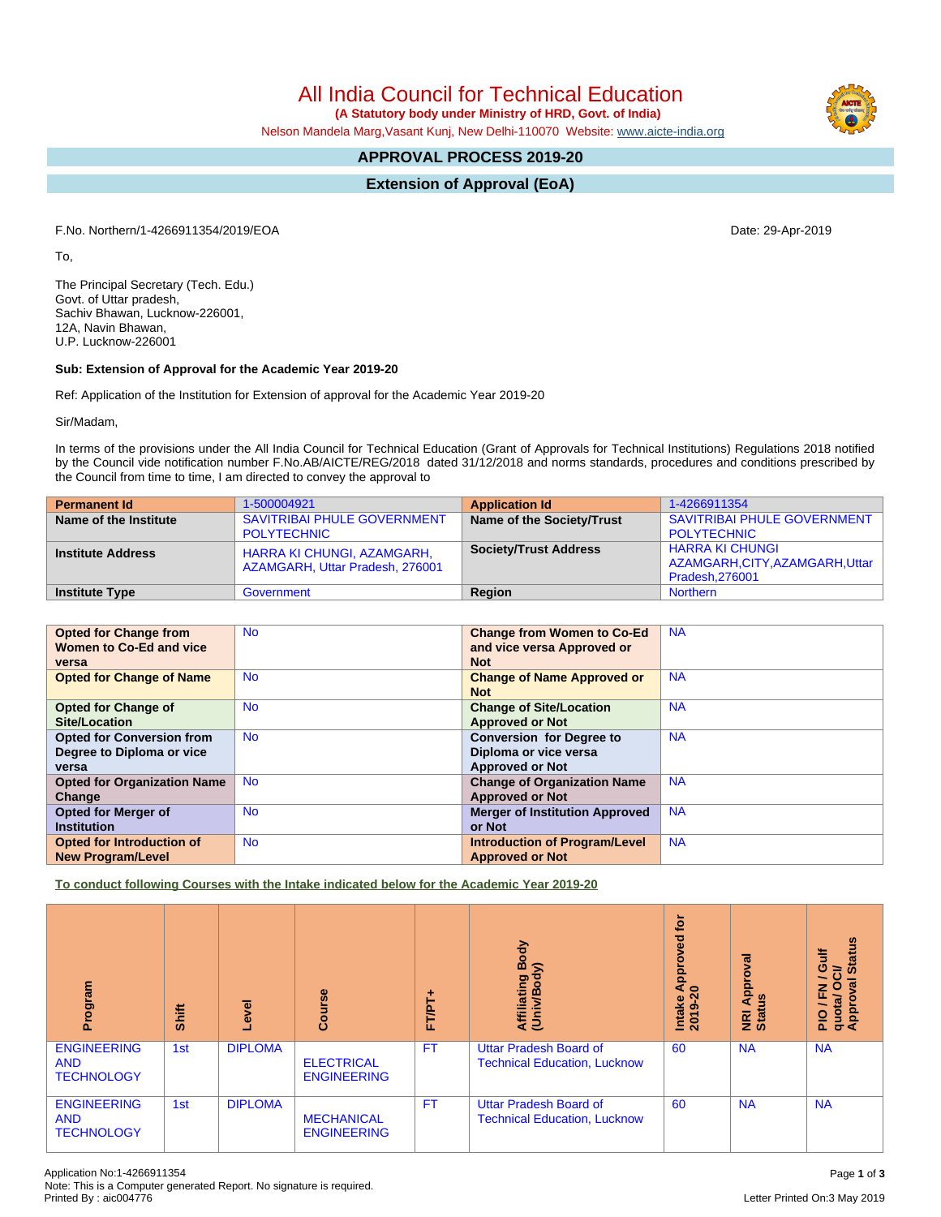# All India Council for Technical Education

**(A Statutory body under Ministry of HRD, Govt. of India)**

Nelson Mandela Marg,Vasant Kunj, New Delhi-110070 Website: www.aicte-india.org

## APPROVAL PROCESS 2019-20

## Extension of Approval (EoA)

F.No. Northern/1-4266911354/2019/EOA

Date: 29-Apr-2019

To,

The Principal Secretary (Tech. Edu.)
Govt. of Uttar pradesh,
Sachiv Bhawan, Lucknow-226001,
12A, Navin Bhawan,
U.P. Lucknow-226001

**Sub: Extension of Approval for the Academic Year 2019-20**

Ref: Application of the Institution for Extension of approval for the Academic Year 2019-20

Sir/Madam,

In terms of the provisions under the All India Council for Technical Education (Grant of Approvals for Technical Institutions) Regulations 2018 notified by the Council vide notification number F.No.AB/AICTE/REG/2018 dated 31/12/2018 and norms standards, procedures and conditions prescribed by the Council from time to time, I am directed to convey the approval to

| **Permanent Id** | 1-500004921 | **Application Id** | 1-4266911354 |
|---|---|---|---|
| **Name of the Institute** | SAVITRIBAI PHULE GOVERNMENT POLYTECHNIC | **Name of the Society/Trust** | SAVITRIBAI PHULE GOVERNMENT POLYTECHNIC |
| **Institute Address** | HARRA KI CHUNGI, AZAMGARH, AZAMGARH, Uttar Pradesh, 276001 | **Society/Trust Address** | HARRA KI CHUNGI AZAMGARH,CITY,AZAMGARH,Uttar Pradesh,276001 |
| **Institute Type** | Government | **Region** | Northern |

| **Opted for Change from Women to Co-Ed and vice versa** | No | **Change from Women to Co-Ed and vice versa Approved or Not** | NA |
|---|---|---|---|
| **Opted for Change of Name** | No | **Change of Name Approved or Not** | NA |
| **Opted for Change of Site/Location** | No | **Change of Site/Location Approved or Not** | NA |
| **Opted for Conversion from Degree to Diploma or vice versa** | No | **Conversion for Degree to Diploma or vice versa Approved or Not** | NA |
| **Opted for Organization Name Change** | No | **Change of Organization Name Approved or Not** | NA |
| **Opted for Merger of Institution** | No | **Merger of Institution Approved or Not** | NA |
| **Opted for Introduction of New Program/Level** | No | **Introduction of Program/Level Approved or Not** | NA |

**To conduct following Courses with the Intake indicated below for the Academic Year 2019-20**

| Program | Shift | Level | Course | FT/PT+ | Affiliating Body (Univ/Body) | Intake Approved for 2019-20 | NRI Approval Status | PIO / FN / Gulf quota/ OCI/ Approval Status |
|---|---|---|---|---|---|---|---|---|
| ENGINEERING AND TECHNOLOGY | 1st | DIPLOMA | ELECTRICAL ENGINEERING | FT | Uttar Pradesh Board of Technical Education, Lucknow | 60 | NA | NA |
| ENGINEERING AND TECHNOLOGY | 1st | DIPLOMA | MECHANICAL ENGINEERING | FT | Uttar Pradesh Board of Technical Education, Lucknow | 60 | NA | NA |

Application No:1-4266911354
Note: This is a Computer generated Report. No signature is required.
Printed By : aic004776

Letter Printed On:3 May 2019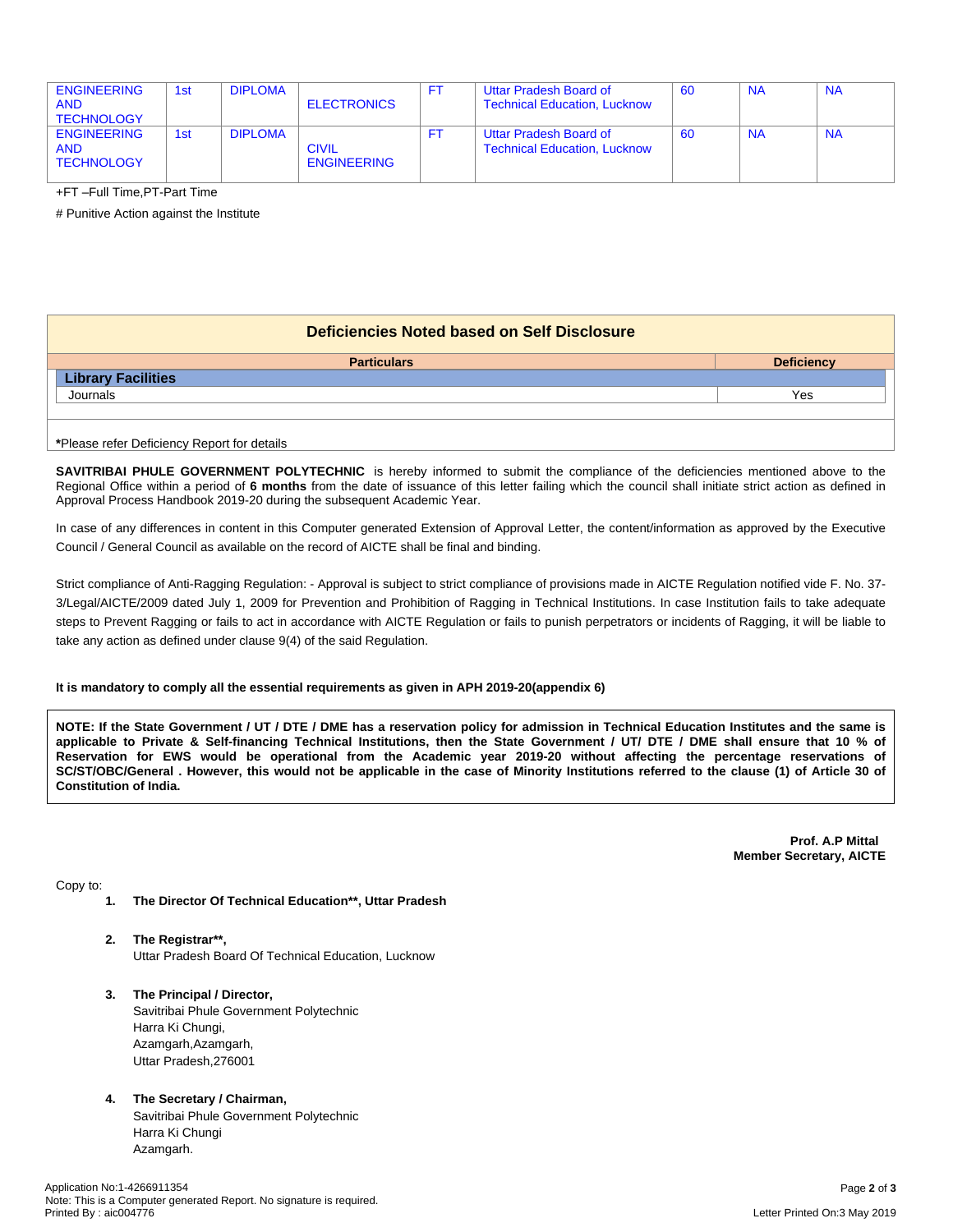| ENGINEERING AND TECHNOLOGY | 1st | DIPLOMA | ELECTRONICS | FT | Uttar Pradesh Board of Technical Education, Lucknow | 60 | NA | NA |
|---|---|---|---|---|---|---|---|---|
| ENGINEERING AND TECHNOLOGY | 1st | DIPLOMA | CIVIL ENGINEERING | FT | Uttar Pradesh Board of Technical Education, Lucknow | 60 | NA | NA |

+FT –Full Time,PT-Part Time

# Punitive Action against the Institute

## Deficiencies Noted based on Self Disclosure

| Particulars | Deficiency |
|---|---|
| **Library Facilities** | |
| Journals | Yes |

**\***Please refer Deficiency Report for details

**SAVITRIBAI PHULE GOVERNMENT POLYTECHNIC** is hereby informed to submit the compliance of the deficiencies mentioned above to the Regional Office within a period of **6 months** from the date of issuance of this letter failing which the council shall initiate strict action as defined in Approval Process Handbook 2019-20 during the subsequent Academic Year.

In case of any differences in content in this Computer generated Extension of Approval Letter, the content/information as approved by the Executive Council / General Council as available on the record of AICTE shall be final and binding.

Strict compliance of Anti-Ragging Regulation: - Approval is subject to strict compliance of provisions made in AICTE Regulation notified vide F. No. 37-3/Legal/AICTE/2009 dated July 1, 2009 for Prevention and Prohibition of Ragging in Technical Institutions. In case Institution fails to take adequate steps to Prevent Ragging or fails to act in accordance with AICTE Regulation or fails to punish perpetrators or incidents of Ragging, it will be liable to take any action as defined under clause 9(4) of the said Regulation.

**It is mandatory to comply all the essential requirements as given in APH 2019-20(appendix 6)**

**NOTE: If the State Government / UT / DTE / DME has a reservation policy for admission in Technical Education Institutes and the same is applicable to Private & Self-financing Technical Institutions, then the State Government / UT/ DTE / DME shall ensure that 10 % of Reservation for EWS would be operational from the Academic year 2019-20 without affecting the percentage reservations of SC/ST/OBC/General . However, this would not be applicable in the case of Minority Institutions referred to the clause (1) of Article 30 of Constitution of India.**

**Prof. A.P Mittal**
**Member Secretary, AICTE**

Copy to:

1. **The Director Of Technical Education\*\*, Uttar Pradesh**

2. **The Registrar\*\*,**
   Uttar Pradesh Board Of Technical Education, Lucknow

3. **The Principal / Director,**
   Savitribai Phule Government Polytechnic
   Harra Ki Chungi,
   Azamgarh,Azamgarh,
   Uttar Pradesh,276001

4. **The Secretary / Chairman,**
   Savitribai Phule Government Polytechnic
   Harra Ki Chungi
   Azamgarh.

Application No:1-4266911354
Note: This is a Computer generated Report. No signature is required.
Printed By : aic004776

Letter Printed On:3 May 2019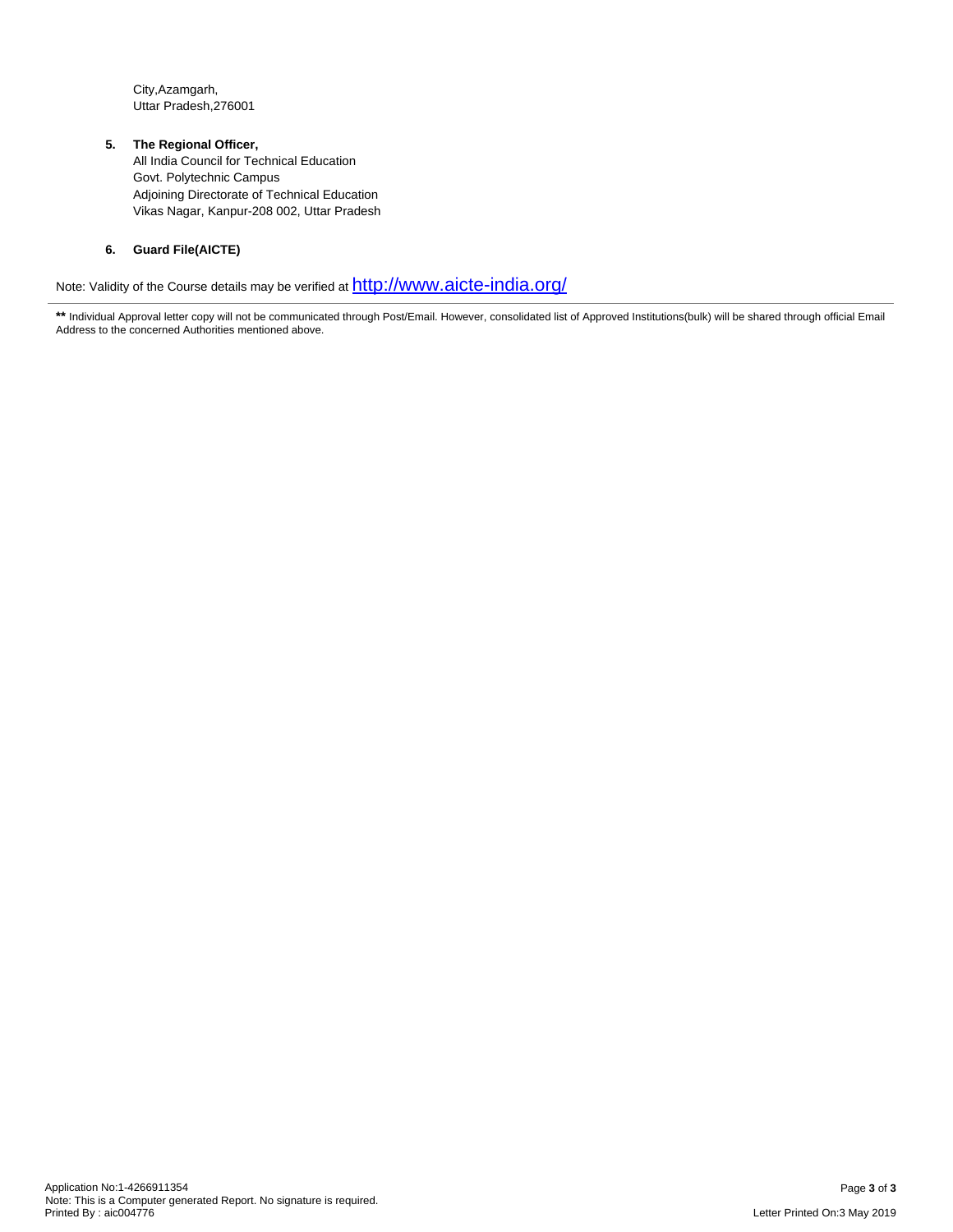City,Azamgarh,
Uttar Pradesh,276001

5. **The Regional Officer,**
   All India Council for Technical Education
   Govt. Polytechnic Campus
   Adjoining Directorate of Technical Education
   Vikas Nagar, Kanpur-208 002, Uttar Pradesh

6. **Guard File(AICTE)**

Note: Validity of the Course details may be verified at http://www.aicte-india.org/

---

**\*\*** Individual Approval letter copy will not be communicated through Post/Email. However, consolidated list of Approved Institutions(bulk) will be shared through official Email Address to the concerned Authorities mentioned above.

Application No:1-4266911354
Note: This is a Computer generated Report. No signature is required.
Printed By : aic004776

Letter Printed On:3 May 2019